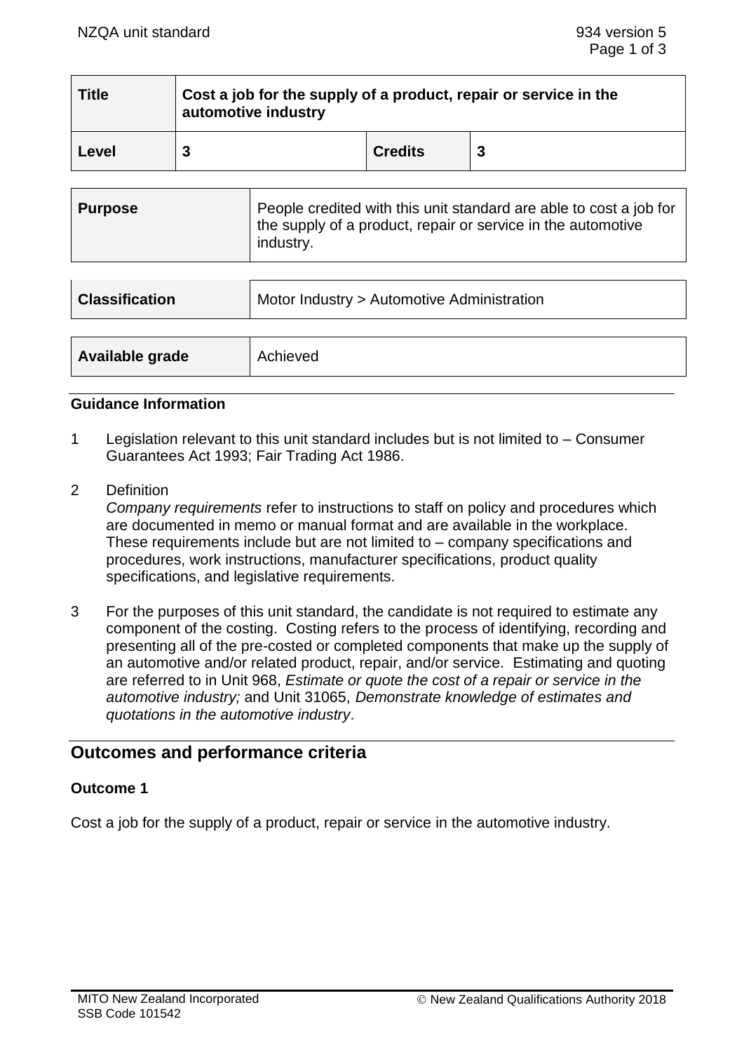| Title | Cost a job for the supply of a product, repair or service in the automotive industry | | |
|---|---|---|---|
| Level | 3 | Credits | 3 |

| Purpose | People credited with this unit standard are able to cost a job for the supply of a product, repair or service in the automotive industry. |
|---|---|

| Classification | Motor Industry > Automotive Administration |
|---|---|

| Available grade | Achieved |
|---|---|

### Guidance Information

1. Legislation relevant to this unit standard includes but is not limited to – Consumer Guarantees Act 1993; Fair Trading Act 1986.

2. Definition
   *Company requirements* refer to instructions to staff on policy and procedures which are documented in memo or manual format and are available in the workplace. These requirements include but are not limited to – company specifications and procedures, work instructions, manufacturer specifications, product quality specifications, and legislative requirements.

3. For the purposes of this unit standard, the candidate is not required to estimate any component of the costing. Costing refers to the process of identifying, recording and presenting all of the pre-costed or completed components that make up the supply of an automotive and/or related product, repair, and/or service. Estimating and quoting are referred to in Unit 968, *Estimate or quote the cost of a repair or service in the automotive industry;* and Unit 31065, *Demonstrate knowledge of estimates and quotations in the automotive industry*.

## Outcomes and performance criteria

### Outcome 1

Cost a job for the supply of a product, repair or service in the automotive industry.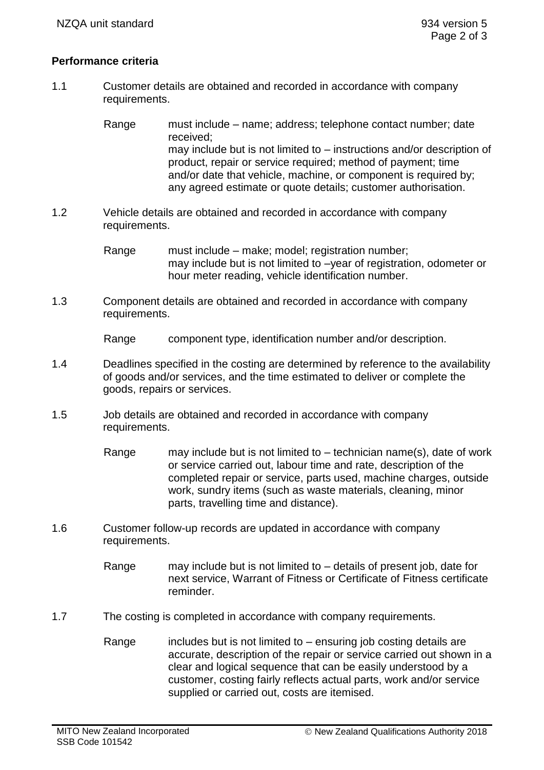**Performance criteria**

1.1 Customer details are obtained and recorded in accordance with company requirements.

Range must include – name; address; telephone contact number; date received;
may include but is not limited to – instructions and/or description of product, repair or service required; method of payment; time and/or date that vehicle, machine, or component is required by; any agreed estimate or quote details; customer authorisation.

1.2 Vehicle details are obtained and recorded in accordance with company requirements.

Range must include – make; model; registration number;
may include but is not limited to –year of registration, odometer or hour meter reading, vehicle identification number.

1.3 Component details are obtained and recorded in accordance with company requirements.

Range component type, identification number and/or description.

1.4 Deadlines specified in the costing are determined by reference to the availability of goods and/or services, and the time estimated to deliver or complete the goods, repairs or services.

1.5 Job details are obtained and recorded in accordance with company requirements.

Range may include but is not limited to – technician name(s), date of work or service carried out, labour time and rate, description of the completed repair or service, parts used, machine charges, outside work, sundry items (such as waste materials, cleaning, minor parts, travelling time and distance).

1.6 Customer follow-up records are updated in accordance with company requirements.

Range may include but is not limited to – details of present job, date for next service, Warrant of Fitness or Certificate of Fitness certificate reminder.

1.7 The costing is completed in accordance with company requirements.

Range includes but is not limited to – ensuring job costing details are accurate, description of the repair or service carried out shown in a clear and logical sequence that can be easily understood by a customer, costing fairly reflects actual parts, work and/or service supplied or carried out, costs are itemised.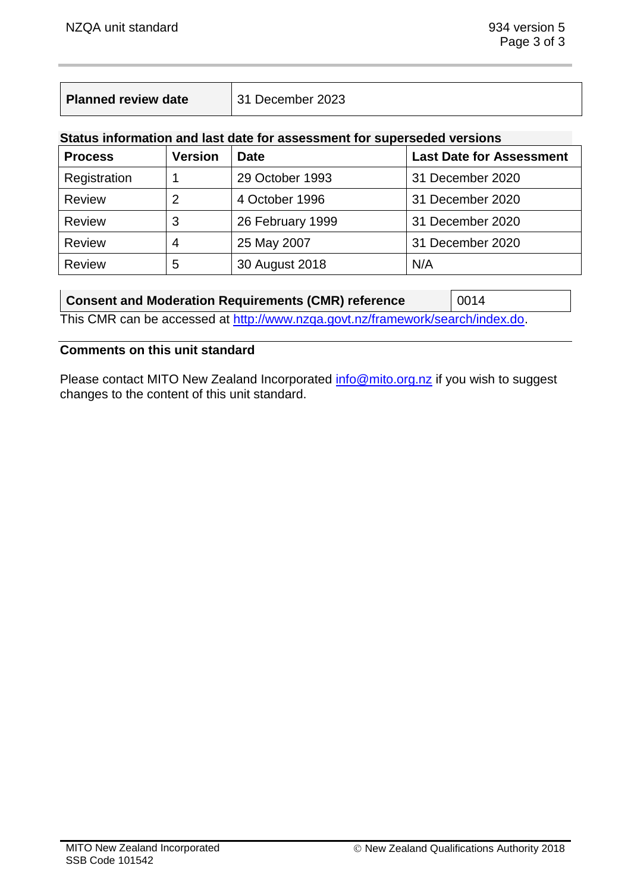| | |
|---|---|
| **Planned review date** | 31 December 2023 |

**Status information and last date for assessment for superseded versions**

| Process | Version | Date | Last Date for Assessment |
|---|---|---|---|
| Registration | 1 | 29 October 1993 | 31 December 2020 |
| Review | 2 | 4 October 1996 | 31 December 2020 |
| Review | 3 | 26 February 1999 | 31 December 2020 |
| Review | 4 | 25 May 2007 | 31 December 2020 |
| Review | 5 | 30 August 2018 | N/A |

| | |
|---|---|
| **Consent and Moderation Requirements (CMR) reference** | 0014 |

This CMR can be accessed at http://www.nzqa.govt.nz/framework/search/index.do.

**Comments on this unit standard**

Please contact MITO New Zealand Incorporated info@mito.org.nz if you wish to suggest changes to the content of this unit standard.